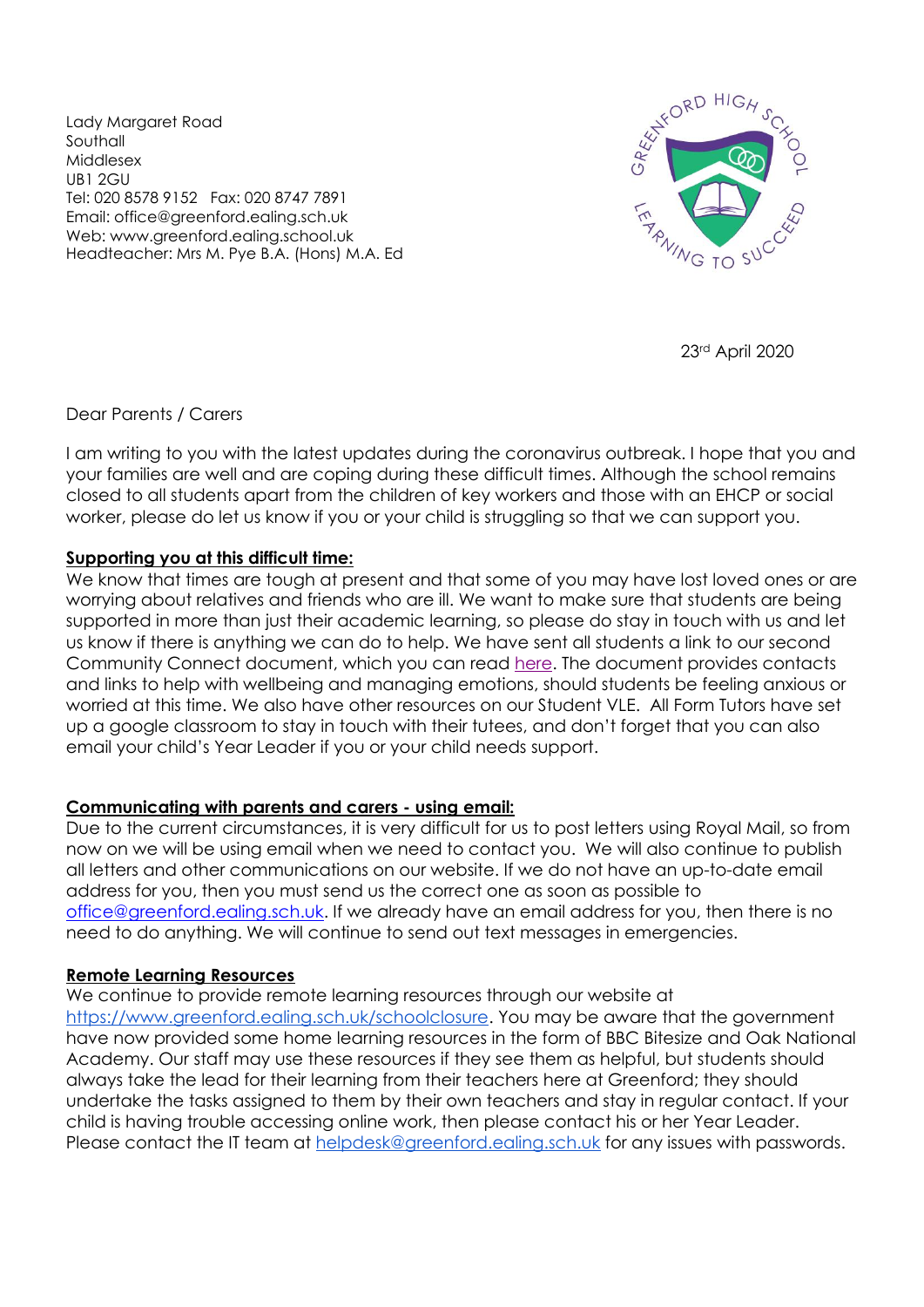Lady Margaret Road
Southall
Middlesex
UB1 2GU
Tel: 020 8578 9152 Fax: 020 8747 7891
Email: office@greenford.ealing.sch.uk
Web: www.greenford.ealing.school.uk
Headteacher: Mrs M. Pye B.A. (Hons) M.A. Ed

23rd April 2020

Dear Parents / Carers

I am writing to you with the latest updates during the coronavirus outbreak. I hope that you and your families are well and are coping during these difficult times. Although the school remains closed to all students apart from the children of key workers and those with an EHCP or social worker, please do let us know if you or your child is struggling so that we can support you.

**Supporting you at this difficult time:**

We know that times are tough at present and that some of you may have lost loved ones or are worrying about relatives and friends who are ill. We want to make sure that students are being supported in more than just their academic learning, so please do stay in touch with us and let us know if there is anything we can do to help. We have sent all students a link to our second Community Connect document, which you can read here. The document provides contacts and links to help with wellbeing and managing emotions, should students be feeling anxious or worried at this time. We also have other resources on our Student VLE. All Form Tutors have set up a google classroom to stay in touch with their tutees, and don't forget that you can also email your child's Year Leader if you or your child needs support.

**Communicating with parents and carers - using email:**

Due to the current circumstances, it is very difficult for us to post letters using Royal Mail, so from now on we will be using email when we need to contact you. We will also continue to publish all letters and other communications on our website. If we do not have an up-to-date email address for you, then you must send us the correct one as soon as possible to office@greenford.ealing.sch.uk. If we already have an email address for you, then there is no need to do anything. We will continue to send out text messages in emergencies.

**Remote Learning Resources**

We continue to provide remote learning resources through our website at https://www.greenford.ealing.sch.uk/schoolclosure. You may be aware that the government have now provided some home learning resources in the form of BBC Bitesize and Oak National Academy. Our staff may use these resources if they see them as helpful, but students should always take the lead for their learning from their teachers here at Greenford; they should undertake the tasks assigned to them by their own teachers and stay in regular contact. If your child is having trouble accessing online work, then please contact his or her Year Leader. Please contact the IT team at helpdesk@greenford.ealing.sch.uk for any issues with passwords.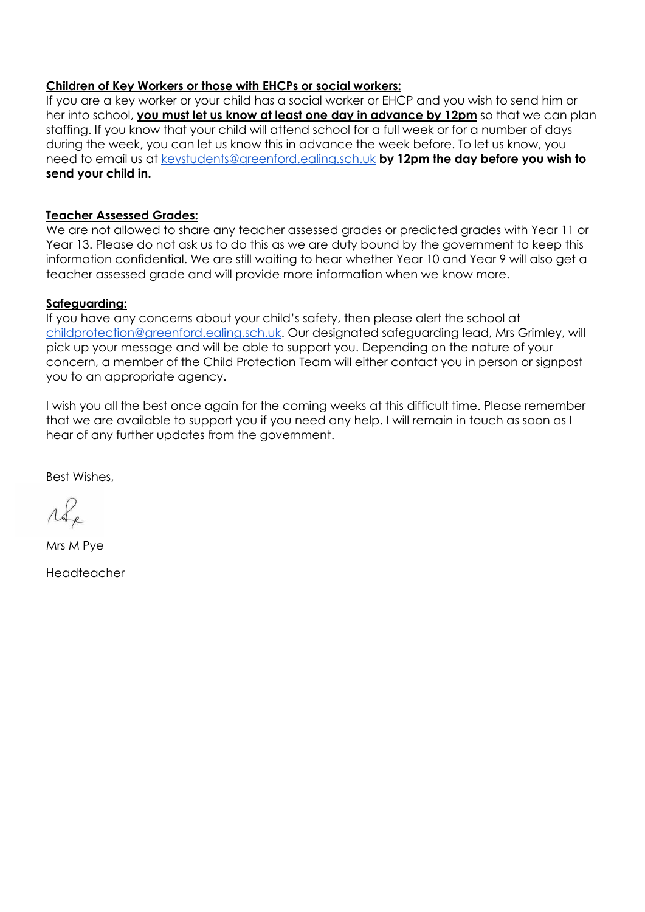**Children of Key Workers or those with EHCPs or social workers:**
If you are a key worker or your child has a social worker or EHCP and you wish to send him or her into school, **you must let us know at least one day in advance by 12pm** so that we can plan staffing. If you know that your child will attend school for a full week or for a number of days during the week, you can let us know this in advance the week before. To let us know, you need to email us at keystudents@greenford.ealing.sch.uk **by 12pm the day before you wish to send your child in.**

**Teacher Assessed Grades:**
We are not allowed to share any teacher assessed grades or predicted grades with Year 11 or Year 13. Please do not ask us to do this as we are duty bound by the government to keep this information confidential. We are still waiting to hear whether Year 10 and Year 9 will also get a teacher assessed grade and will provide more information when we know more.

**Safeguarding:**
If you have any concerns about your child's safety, then please alert the school at childprotection@greenford.ealing.sch.uk. Our designated safeguarding lead, Mrs Grimley, will pick up your message and will be able to support you. Depending on the nature of your concern, a member of the Child Protection Team will either contact you in person or signpost you to an appropriate agency.

I wish you all the best once again for the coming weeks at this difficult time. Please remember that we are available to support you if you need any help. I will remain in touch as soon as I hear of any further updates from the government.

Best Wishes,

Mrs M Pye

Headteacher